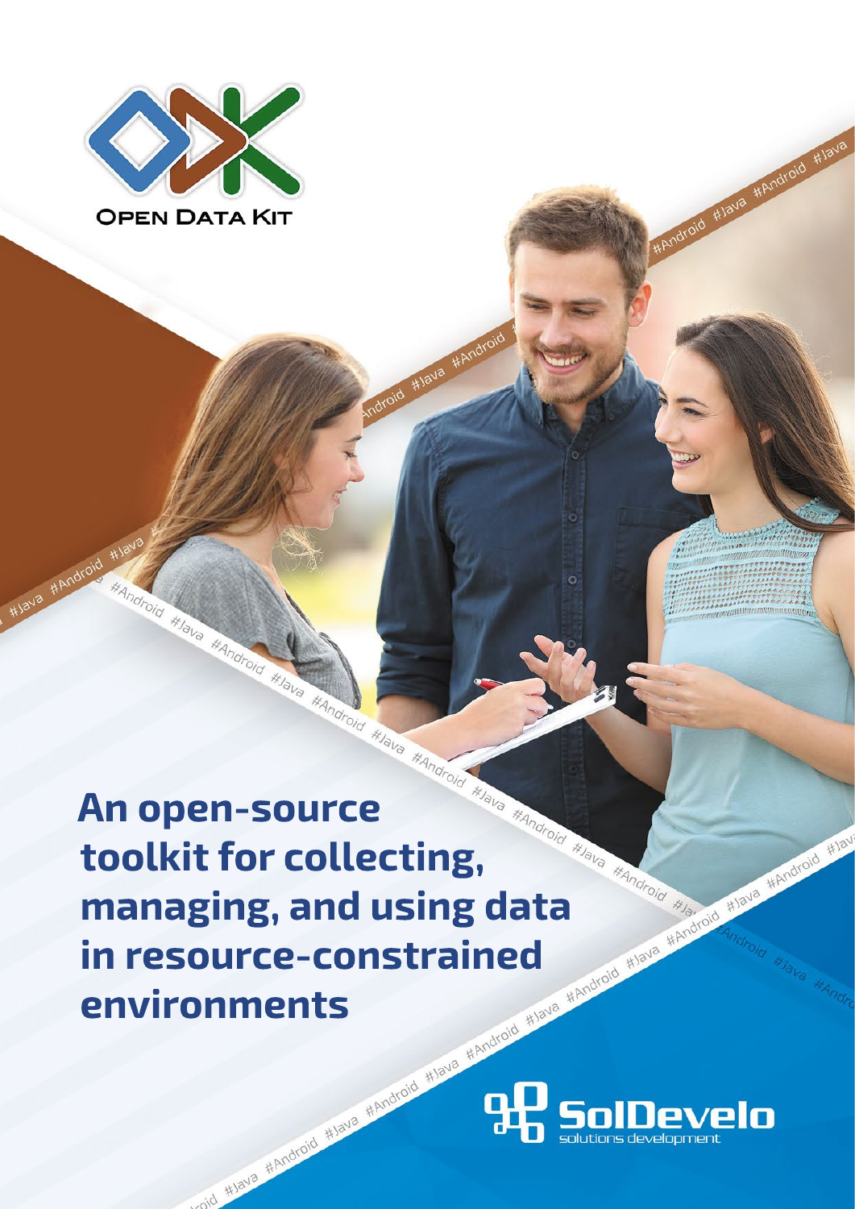OPEN DATA KIT

# An open-source toolkit for collecting, managing, and using data in resource-constrained environments

SolDevelo
solutions development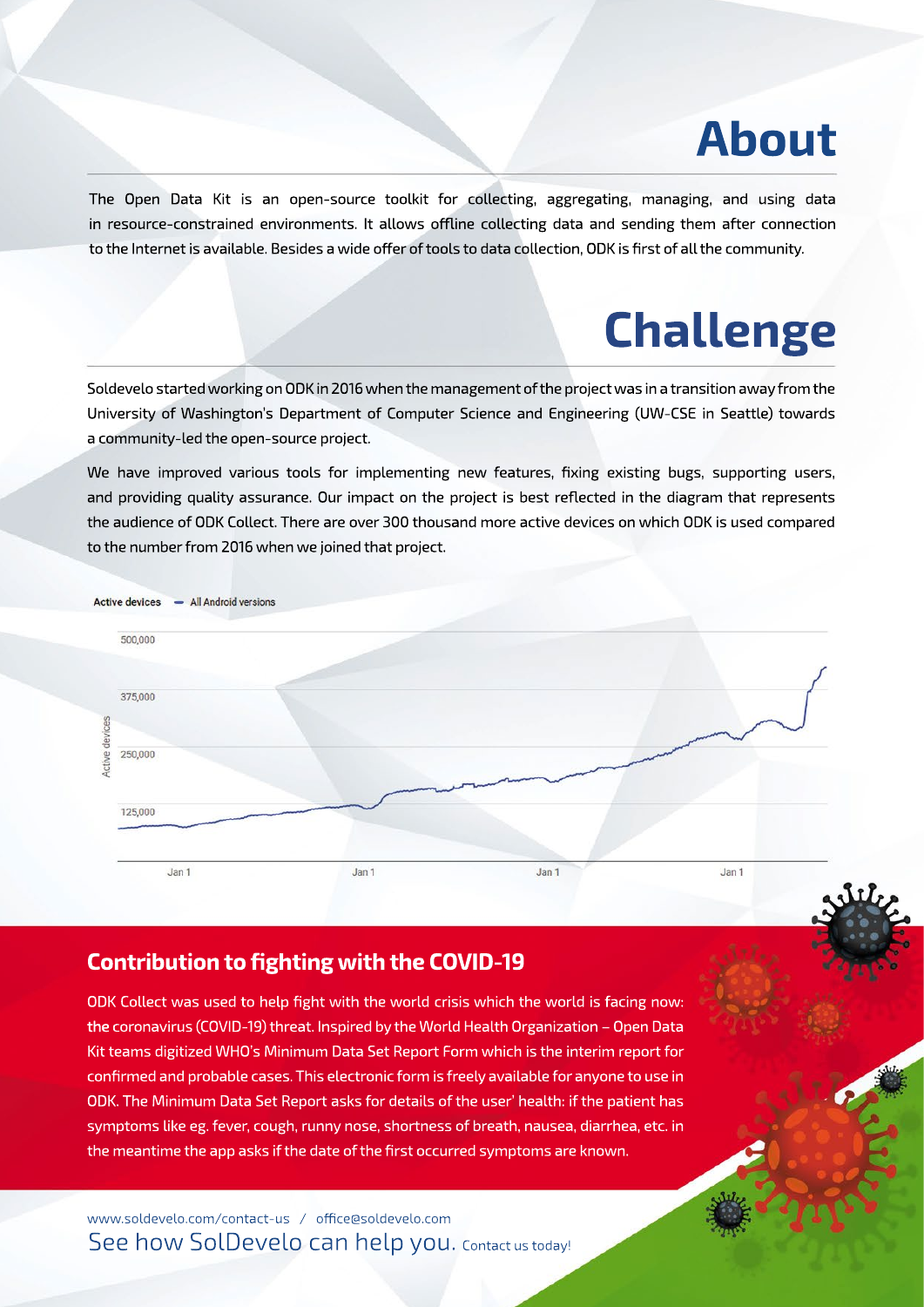# About

The Open Data Kit is an open-source toolkit for collecting, aggregating, managing, and using data in resource-constrained environments. It allows offline collecting data and sending them after connection to the Internet is available. Besides a wide offer of tools to data collection, ODK is first of all the community.

# Challenge

Soldevelo started working on ODK in 2016 when the management of the project was in a transition away from the University of Washington's Department of Computer Science and Engineering (UW-CSE in Seattle) towards a community-led the open-source project.

We have improved various tools for implementing new features, fixing existing bugs, supporting users, and providing quality assurance. Our impact on the project is best reflected in the diagram that represents the audience of ODK Collect. There are over 300 thousand more active devices on which ODK is used compared to the number from 2016 when we joined that project.

Active devices — All Android versions

## Contribution to fighting with the COVID-19

ODK Collect was used to help fight with the world crisis which the world is facing now: the coronavirus (COVID-19) threat. Inspired by the World Health Organization – Open Data Kit teams digitized WHO's Minimum Data Set Report Form which is the interim report for confirmed and probable cases. This electronic form is freely available for anyone to use in ODK. The Minimum Data Set Report asks for details of the user' health: if the patient has symptoms like eg. fever, cough, runny nose, shortness of breath, nausea, diarrhea, etc. in the meantime the app asks if the date of the first occurred symptoms are known.

www.soldevelo.com/contact-us / office@soldevelo.com

See how SolDevelo can help you. Contact us today!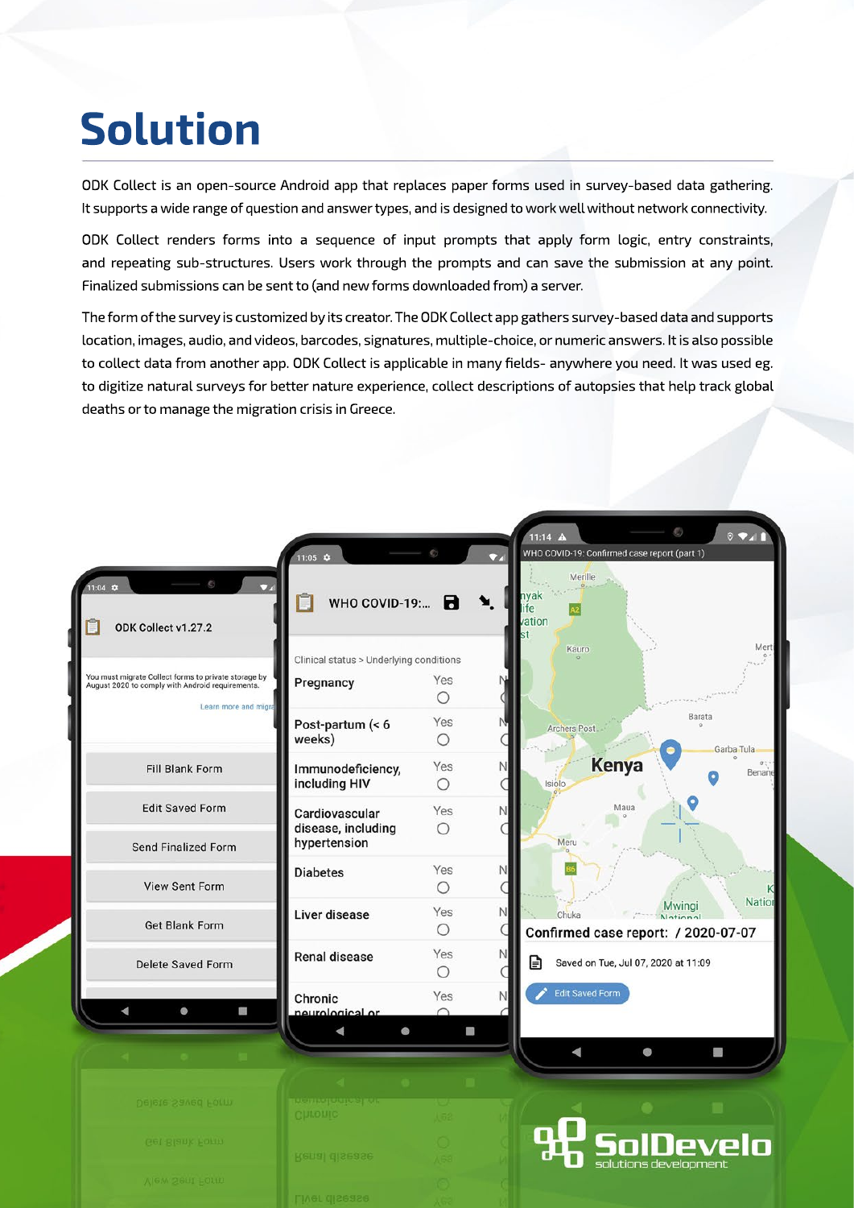# Solution

ODK Collect is an open-source Android app that replaces paper forms used in survey-based data gathering. It supports a wide range of question and answer types, and is designed to work well without network connectivity.

ODK Collect renders forms into a sequence of input prompts that apply form logic, entry constraints, and repeating sub-structures. Users work through the prompts and can save the submission at any point. Finalized submissions can be sent to (and new forms downloaded from) a server.

The form of the survey is customized by its creator. The ODK Collect app gathers survey-based data and supports location, images, audio, and videos, barcodes, signatures, multiple-choice, or numeric answers. It is also possible to collect data from another app. ODK Collect is applicable in many fields- anywhere you need. It was used eg. to digitize natural surveys for better nature experience, collect descriptions of autopsies that help track global deaths or to manage the migration crisis in Greece.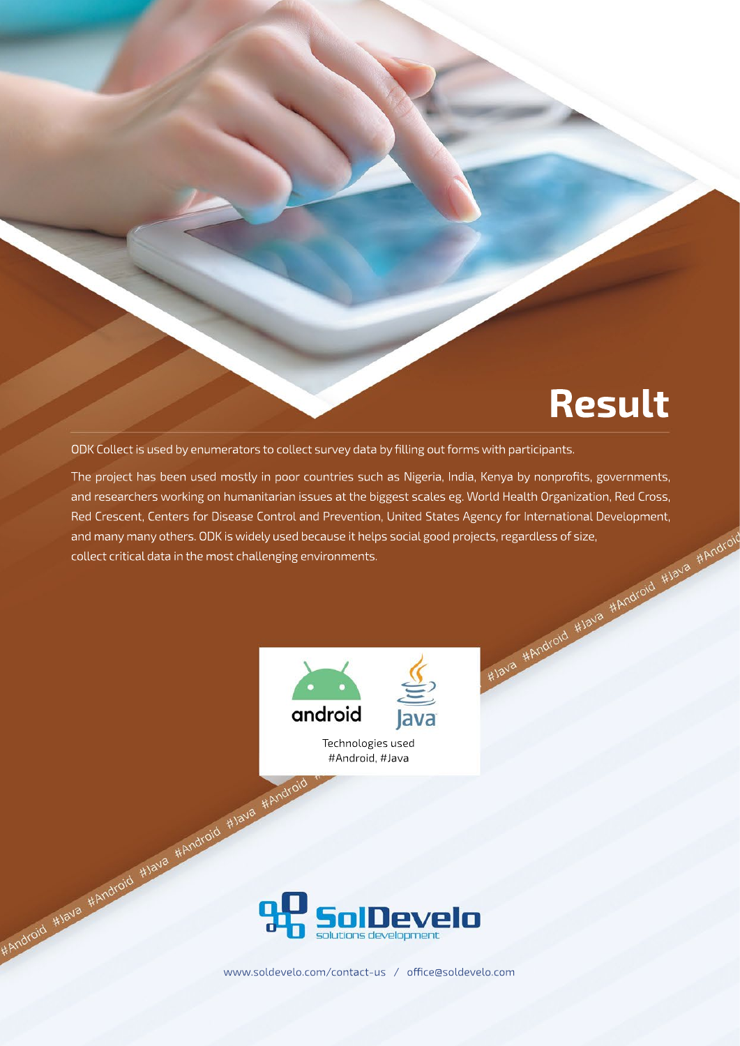# Result

ODK Collect is used by enumerators to collect survey data by filling out forms with participants.

The project has been used mostly in poor countries such as Nigeria, India, Kenya by nonprofits, governments, and researchers working on humanitarian issues at the biggest scales eg. World Health Organization, Red Cross, Red Crescent, Centers for Disease Control and Prevention, United States Agency for International Development, and many many others. ODK is widely used because it helps social good projects, regardless of size, collect critical data in the most challenging environments.

Technologies used
#Android, #Java

SolDevelo
solutions development

www.soldevelo.com/contact-us / office@soldevelo.com